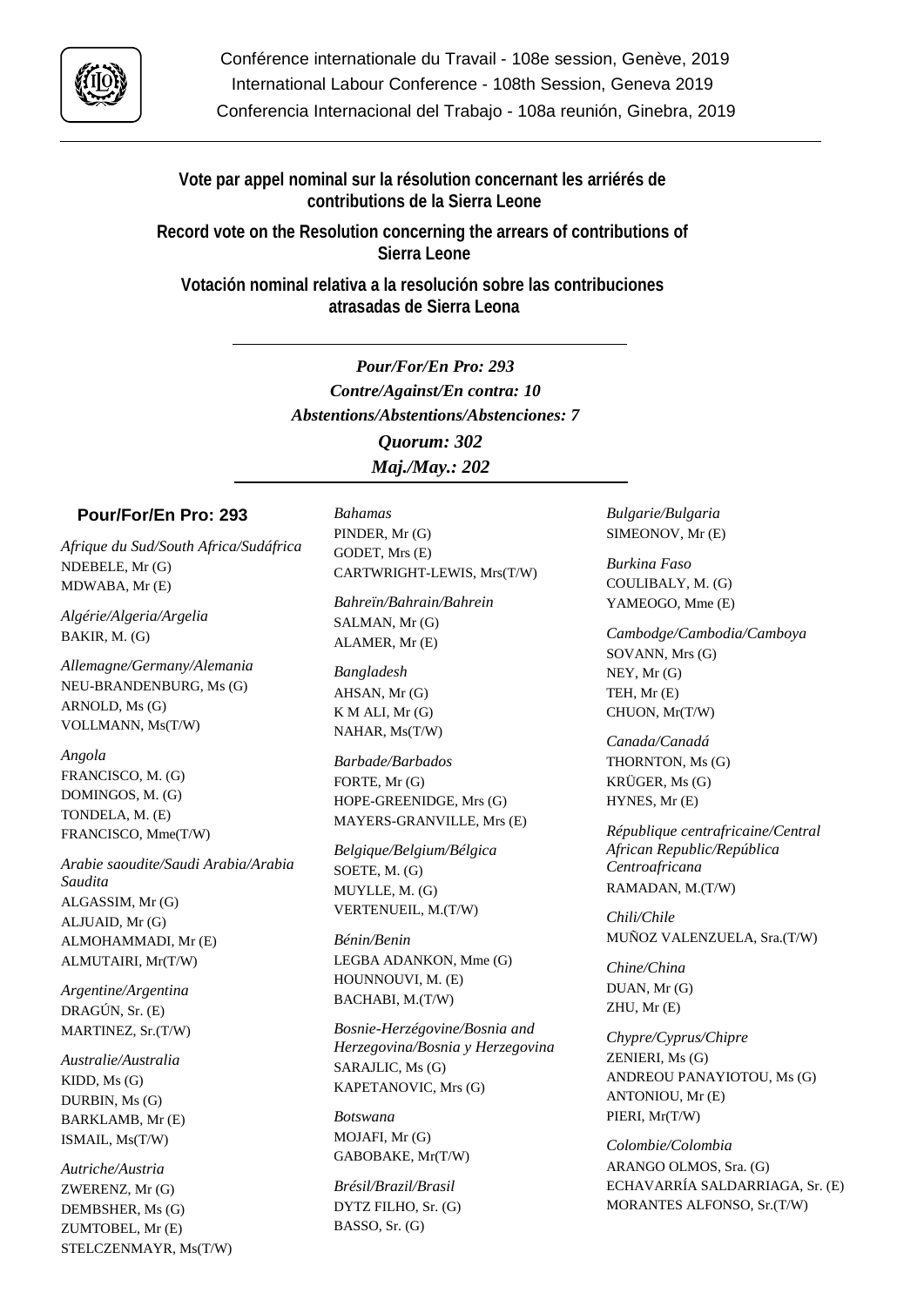Conférence internationale du Travail - 108e session, Genève, 2019
International Labour Conference - 108th Session, Geneva 2019
Conferencia Internacional del Trabajo - 108a reunión, Ginebra, 2019

## Vote par appel nominal sur la résolution concernant les arriérés de contributions de la Sierra Leone

## Record vote on the Resolution concerning the arrears of contributions of Sierra Leone

## Votación nominal relativa a la resolución sobre las contribuciones atrasadas de Sierra Leona

***Pour/For/En Pro: 293***
***Contre/Against/En contra: 10***
***Abstentions/Abstentions/Abstenciones: 7***
***Quorum: 302***
***Maj./May.: 202***

### Pour/For/En Pro: 293

*Afrique du Sud/South Africa/Sudáfrica*
NDEBELE, Mr (G)
MDWABA, Mr (E)

*Algérie/Algeria/Argelia*
BAKIR, M. (G)

*Allemagne/Germany/Alemania*
NEU-BRANDENBURG, Ms (G)
ARNOLD, Ms (G)
VOLLMANN, Ms(T/W)

*Angola*
FRANCISCO, M. (G)
DOMINGOS, M. (G)
TONDELA, M. (E)
FRANCISCO, Mme(T/W)

*Arabie saoudite/Saudi Arabia/Arabia Saudita*
ALGASSIM, Mr (G)
ALJUAID, Mr (G)
ALMOHAMMADI, Mr (E)
ALMUTAIRI, Mr(T/W)

*Argentine/Argentina*
DRAGÚN, Sr. (E)
MARTINEZ, Sr.(T/W)

*Australie/Australia*
KIDD, Ms (G)
DURBIN, Ms (G)
BARKLAMB, Mr (E)
ISMAIL, Ms(T/W)

*Autriche/Austria*
ZWERENZ, Mr (G)
DEMBSHER, Ms (G)
ZUMTOBEL, Mr (E)
STELCZENMAYR, Ms(T/W)

*Bahamas*
PINDER, Mr (G)
GODET, Mrs (E)
CARTWRIGHT-LEWIS, Mrs(T/W)

*Bahreïn/Bahrain/Bahrein*
SALMAN, Mr (G)
ALAMER, Mr (E)

*Bangladesh*
AHSAN, Mr (G)
K M ALI, Mr (G)
NAHAR, Ms(T/W)

*Barbade/Barbados*
FORTE, Mr (G)
HOPE-GREENIDGE, Mrs (G)
MAYERS-GRANVILLE, Mrs (E)

*Belgique/Belgium/Bélgica*
SOETE, M. (G)
MUYLLE, M. (G)
VERTENUEIL, M.(T/W)

*Bénin/Benin*
LEGBA ADANKON, Mme (G)
HOUNNOUVI, M. (E)
BACHABI, M.(T/W)

*Bosnie-Herzégovine/Bosnia and Herzegovina/Bosnia y Herzegovina*
SARAJLIC, Ms (G)
KAPETANOVIC, Mrs (G)

*Botswana*
MOJAFI, Mr (G)
GABOBAKE, Mr(T/W)

*Brésil/Brazil/Brasil*
DYTZ FILHO, Sr. (G)
BASSO, Sr. (G)

*Bulgarie/Bulgaria*
SIMEONOV, Mr (E)

*Burkina Faso*
COULIBALY, M. (G)
YAMEOGO, Mme (E)

*Cambodge/Cambodia/Camboya*
SOVANN, Mrs (G)
NEY, Mr (G)
TEH, Mr (E)
CHUON, Mr(T/W)

*Canada/Canadá*
THORNTON, Ms (G)
KRÜGER, Ms (G)
HYNES, Mr (E)

*République centrafricaine/Central African Republic/República Centroafricana*
RAMADAN, M.(T/W)

*Chili/Chile*
MUÑOZ VALENZUELA, Sra.(T/W)

*Chine/China*
DUAN, Mr (G)
ZHU, Mr (E)

*Chypre/Cyprus/Chipre*
ZENIERI, Ms (G)
ANDREOU PANAYIOTOU, Ms (G)
ANTONIOU, Mr (E)
PIERI, Mr(T/W)

*Colombie/Colombia*
ARANGO OLMOS, Sra. (G)
ECHAVARRÍA SALDARRIAGA, Sr. (E)
MORANTES ALFONSO, Sr.(T/W)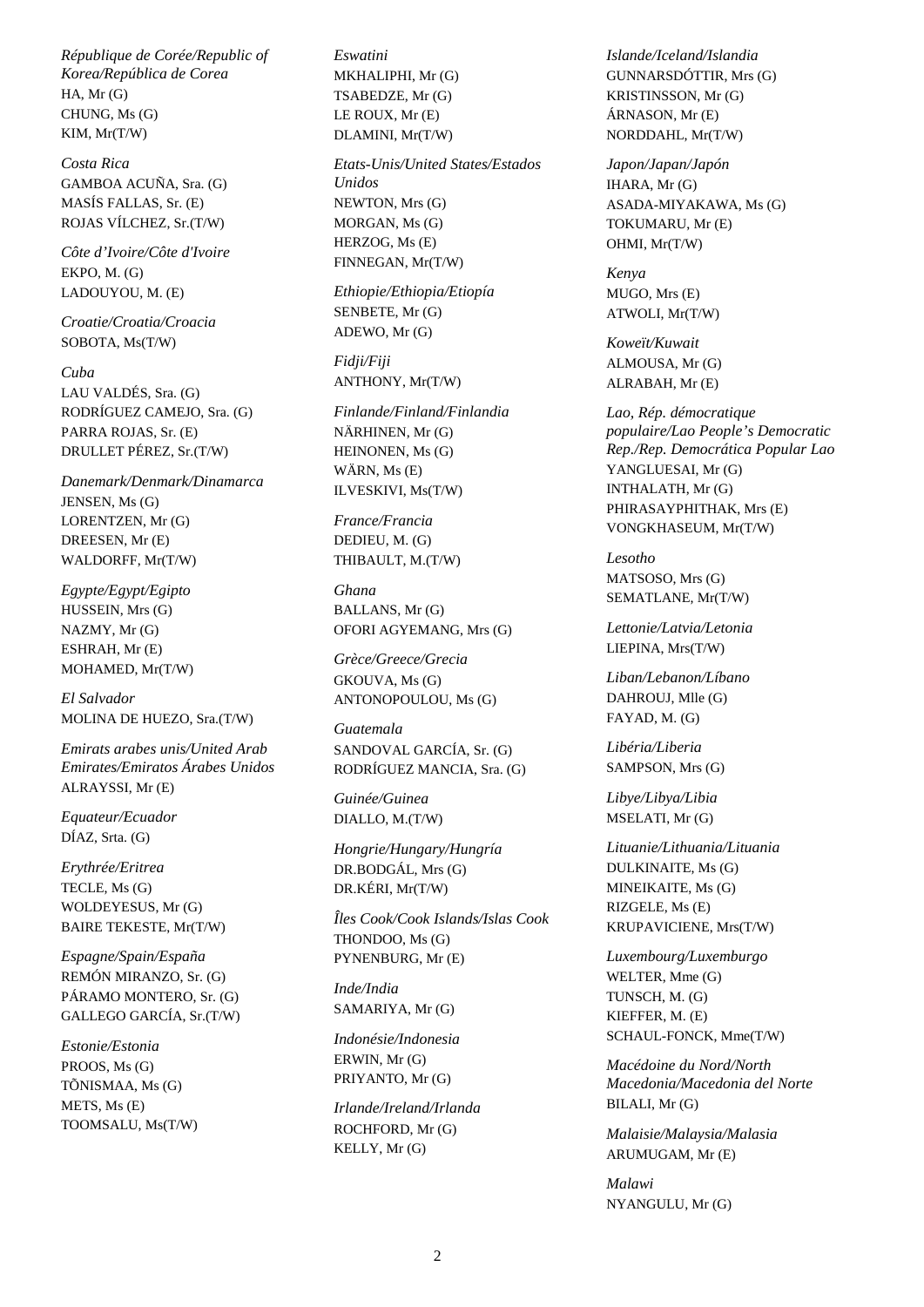*République de Corée/Republic of Korea/República de Corea*
HA, Mr (G)
CHUNG, Ms (G)
KIM, Mr(T/W)

*Costa Rica*
GAMBOA ACUÑA, Sra. (G)
MASÍS FALLAS, Sr. (E)
ROJAS VÍLCHEZ, Sr.(T/W)

*Côte d'Ivoire/Côte d'Ivoire*
EKPO, M. (G)
LADOUYOU, M. (E)

*Croatie/Croatia/Croacia*
SOBOTA, Ms(T/W)

*Cuba*
LAU VALDÉS, Sra. (G)
RODRÍGUEZ CAMEJO, Sra. (G)
PARRA ROJAS, Sr. (E)
DRULLET PÉREZ, Sr.(T/W)

*Danemark/Denmark/Dinamarca*
JENSEN, Ms (G)
LORENTZEN, Mr (G)
DREESEN, Mr (E)
WALDORFF, Mr(T/W)

*Egypte/Egypt/Egipto*
HUSSEIN, Mrs (G)
NAZMY, Mr (G)
ESHRAH, Mr (E)
MOHAMED, Mr(T/W)

*El Salvador*
MOLINA DE HUEZO, Sra.(T/W)

*Emirats arabes unis/United Arab Emirates/Emiratos Árabes Unidos*
ALRAYSSI, Mr (E)

*Equateur/Ecuador*
DÍAZ, Srta. (G)

*Erythrée/Eritrea*
TECLE, Ms (G)
WOLDEYESUS, Mr (G)
BAIRE TEKESTE, Mr(T/W)

*Espagne/Spain/España*
REMÓN MIRANZO, Sr. (G)
PÁRAMO MONTERO, Sr. (G)
GALLEGO GARCÍA, Sr.(T/W)

*Estonie/Estonia*
PROOS, Ms (G)
TÕNISMAA, Ms (G)
METS, Ms (E)
TOOMSALU, Ms(T/W)

*Eswatini*
MKHALIPHI, Mr (G)
TSABEDZE, Mr (G)
LE ROUX, Mr (E)
DLAMINI, Mr(T/W)

*Etats-Unis/United States/Estados Unidos*
NEWTON, Mrs (G)
MORGAN, Ms (G)
HERZOG, Ms (E)
FINNEGAN, Mr(T/W)

*Ethiopie/Ethiopia/Etiopía*
SENBETE, Mr (G)
ADEWO, Mr (G)

*Fidji/Fiji*
ANTHONY, Mr(T/W)

*Finlande/Finland/Finlandia*
NÄRHINEN, Mr (G)
HEINONEN, Ms (G)
WÄRN, Ms (E)
ILVESKIVI, Ms(T/W)

*France/Francia*
DEDIEU, M. (G)
THIBAULT, M.(T/W)

*Ghana*
BALLANS, Mr (G)
OFORI AGYEMANG, Mrs (G)

*Grèce/Greece/Grecia*
GKOUVA, Ms (G)
ANTONOPOULOU, Ms (G)

*Guatemala*
SANDOVAL GARCÍA, Sr. (G)
RODRÍGUEZ MANCIA, Sra. (G)

*Guinée/Guinea*
DIALLO, M.(T/W)

*Hongrie/Hungary/Hungría*
DR.BODGÁL, Mrs (G)
DR.KÉRI, Mr(T/W)

*Îles Cook/Cook Islands/Islas Cook*
THONDOO, Ms (G)
PYNENBURG, Mr (E)

*Inde/India*
SAMARIYA, Mr (G)

*Indonésie/Indonesia*
ERWIN, Mr (G)
PRIYANTO, Mr (G)

*Irlande/Ireland/Irlanda*
ROCHFORD, Mr (G)
KELLY, Mr (G)

*Islande/Iceland/Islandia*
GUNNARSDÓTTIR, Mrs (G)
KRISTINSSON, Mr (G)
ÁRNASON, Mr (E)
NORDDAHL, Mr(T/W)

*Japon/Japan/Japón*
IHARA, Mr (G)
ASADA-MIYAKAWA, Ms (G)
TOKUMARU, Mr (E)
OHMI, Mr(T/W)

*Kenya*
MUGO, Mrs (E)
ATWOLI, Mr(T/W)

*Koweït/Kuwait*
ALMOUSA, Mr (G)
ALRABAH, Mr (E)

*Lao, Rép. démocratique populaire/Lao People's Democratic Rep./Rep. Democrática Popular Lao*
YANGLUESAI, Mr (G)
INTHALATH, Mr (G)
PHIRASAYPHITHAK, Mrs (E)
VONGKHASEUM, Mr(T/W)

*Lesotho*
MATSOSO, Mrs (G)
SEMATLANE, Mr(T/W)

*Lettonie/Latvia/Letonia*
LIEPINA, Mrs(T/W)

*Liban/Lebanon/Líbano*
DAHROUJ, Mlle (G)
FAYAD, M. (G)

*Libéria/Liberia*
SAMPSON, Mrs (G)

*Libye/Libya/Libia*
MSELATI, Mr (G)

*Lituanie/Lithuania/Lituania*
DULKINAITE, Ms (G)
MINEIKAITE, Ms (G)
RIZGELE, Ms (E)
KRUPAVICIENE, Mrs(T/W)

*Luxembourg/Luxemburgo*
WELTER, Mme (G)
TUNSCH, M. (G)
KIEFFER, M. (E)
SCHAUL-FONCK, Mme(T/W)

*Macédoine du Nord/North Macedonia/Macedonia del Norte*
BILALI, Mr (G)

*Malaisie/Malaysia/Malasia*
ARUMUGAM, Mr (E)

*Malawi*
NYANGULU, Mr (G)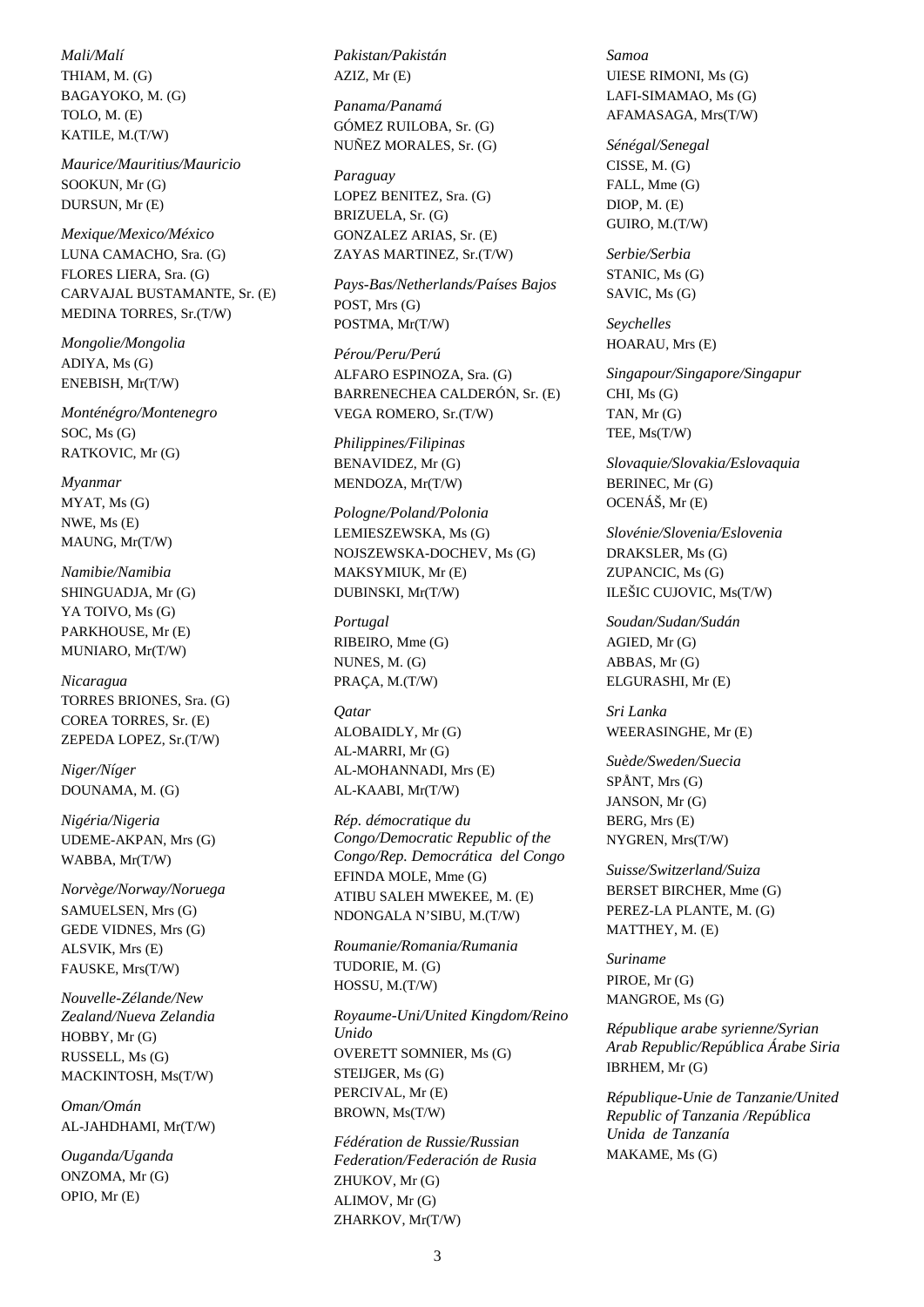*Mali/Malí*
THIAM, M. (G)
BAGAYOKO, M. (G)
TOLO, M. (E)
KATILE, M.(T/W)

*Maurice/Mauritius/Mauricio*
SOOKUN, Mr (G)
DURSUN, Mr (E)

*Mexique/Mexico/México*
LUNA CAMACHO, Sra. (G)
FLORES LIERA, Sra. (G)
CARVAJAL BUSTAMANTE, Sr. (E)
MEDINA TORRES, Sr.(T/W)

*Mongolie/Mongolia*
ADIYA, Ms (G)
ENEBISH, Mr(T/W)

*Monténégro/Montenegro*
SOC, Ms (G)
RATKOVIC, Mr (G)

*Myanmar*
MYAT, Ms (G)
NWE, Ms (E)
MAUNG, Mr(T/W)

*Namibie/Namibia*
SHINGUADJA, Mr (G)
YA TOIVO, Ms (G)
PARKHOUSE, Mr (E)
MUNIARO, Mr(T/W)

*Nicaragua*
TORRES BRIONES, Sra. (G)
COREA TORRES, Sr. (E)
ZEPEDA LOPEZ, Sr.(T/W)

*Niger/Níger*
DOUNAMA, M. (G)

*Nigéria/Nigeria*
UDEME-AKPAN, Mrs (G)
WABBA, Mr(T/W)

*Norvège/Norway/Noruega*
SAMUELSEN, Mrs (G)
GEDE VIDNES, Mrs (G)
ALSVIK, Mrs (E)
FAUSKE, Mrs(T/W)

*Nouvelle-Zélande/New Zealand/Nueva Zelandia*
HOBBY, Mr (G)
RUSSELL, Ms (G)
MACKINTOSH, Ms(T/W)

*Oman/Omán*
AL-JAHDHAMI, Mr(T/W)

*Ouganda/Uganda*
ONZOMA, Mr (G)
OPIO, Mr (E)

*Pakistan/Pakistán*
AZIZ, Mr (E)

*Panama/Panamá*
GÓMEZ RUILOBA, Sr. (G)
NUÑEZ MORALES, Sr. (G)

*Paraguay*
LOPEZ BENITEZ, Sra. (G)
BRIZUELA, Sr. (G)
GONZALEZ ARIAS, Sr. (E)
ZAYAS MARTINEZ, Sr.(T/W)

*Pays-Bas/Netherlands/Países Bajos*
POST, Mrs (G)
POSTMA, Mr(T/W)

*Pérou/Peru/Perú*
ALFARO ESPINOZA, Sra. (G)
BARRENECHEA CALDERÓN, Sr. (E)
VEGA ROMERO, Sr.(T/W)

*Philippines/Filipinas*
BENAVIDEZ, Mr (G)
MENDOZA, Mr(T/W)

*Pologne/Poland/Polonia*
LEMIESZEWSKA, Ms (G)
NOJSZEWSKA-DOCHEV, Ms (G)
MAKSYMIUK, Mr (E)
DUBINSKI, Mr(T/W)

*Portugal*
RIBEIRO, Mme (G)
NUNES, M. (G)
PRAÇA, M.(T/W)

*Qatar*
ALOBAIDLY, Mr (G)
AL-MARRI, Mr (G)
AL-MOHANNADI, Mrs (E)
AL-KAABI, Mr(T/W)

*Rép. démocratique du Congo/Democratic Republic of the Congo/Rep. Democrática del Congo*
EFINDA MOLE, Mme (G)
ATIBU SALEH MWEKEE, M. (E)
NDONGALA N'SIBU, M.(T/W)

*Roumanie/Romania/Rumania*
TUDORIE, M. (G)
HOSSU, M.(T/W)

*Royaume-Uni/United Kingdom/Reino Unido*
OVERETT SOMNIER, Ms (G)
STEIJGER, Ms (G)
PERCIVAL, Mr (E)
BROWN, Ms(T/W)

*Fédération de Russie/Russian Federation/Federación de Rusia*
ZHUKOV, Mr (G)
ALIMOV, Mr (G)
ZHARKOV, Mr(T/W)

*Samoa*
UIESE RIMONI, Ms (G)
LAFI-SIMAMAO, Ms (G)
AFAMASAGA, Mrs(T/W)

*Sénégal/Senegal*
CISSE, M. (G)
FALL, Mme (G)
DIOP, M. (E)
GUIRO, M.(T/W)

*Serbie/Serbia*
STANIC, Ms (G)
SAVIC, Ms (G)

*Seychelles*
HOARAU, Mrs (E)

*Singapour/Singapore/Singapur*
CHI, Ms (G)
TAN, Mr (G)
TEE, Ms(T/W)

*Slovaquie/Slovakia/Eslovaquia*
BERINEC, Mr (G)
OCENÁŠ, Mr (E)

*Slovénie/Slovenia/Eslovenia*
DRAKSLER, Ms (G)
ZUPANCIC, Ms (G)
ILEŠIC CUJOVIC, Ms(T/W)

*Soudan/Sudan/Sudán*
AGIED, Mr (G)
ABBAS, Mr (G)
ELGURASHI, Mr (E)

*Sri Lanka*
WEERASINGHE, Mr (E)

*Suède/Sweden/Suecia*
SPÅNT, Mrs (G)
JANSON, Mr (G)
BERG, Mrs (E)
NYGREN, Mrs(T/W)

*Suisse/Switzerland/Suiza*
BERSET BIRCHER, Mme (G)
PEREZ-LA PLANTE, M. (G)
MATTHEY, M. (E)

*Suriname*
PIROE, Mr (G)
MANGROE, Ms (G)

*République arabe syrienne/Syrian Arab Republic/República Árabe Siria*
IBRHEM, Mr (G)

*République-Unie de Tanzanie/United Republic of Tanzania /República Unida de Tanzanía*
MAKAME, Ms (G)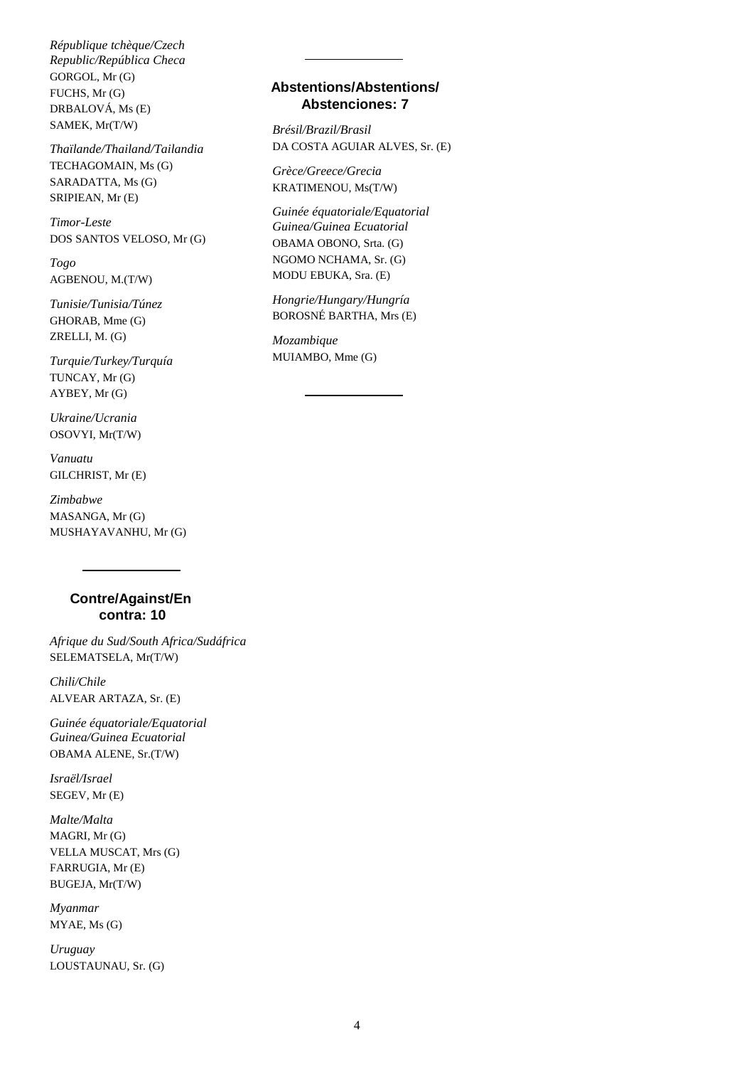*République tchèque/Czech Republic/República Checa*
GORGOL, Mr (G)
FUCHS, Mr (G)
DRBALOVÁ, Ms (E)
SAMEK, Mr(T/W)

*Thaïlande/Thailand/Tailandia*
TECHAGOMAIN, Ms (G)
SARADATTA, Ms (G)
SRIPIEAN, Mr (E)

*Timor-Leste*
DOS SANTOS VELOSO, Mr (G)

*Togo*
AGBENOU, M.(T/W)

*Tunisie/Tunisia/Túnez*
GHORAB, Mme (G)
ZRELLI, M. (G)

*Turquie/Turkey/Turquía*
TUNCAY, Mr (G)
AYBEY, Mr (G)

*Ukraine/Ucrania*
OSOVYI, Mr(T/W)

*Vanuatu*
GILCHRIST, Mr (E)

*Zimbabwe*
MASANGA, Mr (G)
MUSHAYAVANHU, Mr (G)

---

## Contre/Against/En contra: 10

*Afrique du Sud/South Africa/Sudáfrica*
SELEMATSELA, Mr(T/W)

*Chili/Chile*
ALVEAR ARTAZA, Sr. (E)

*Guinée équatoriale/Equatorial Guinea/Guinea Ecuatorial*
OBAMA ALENE, Sr.(T/W)

*Israël/Israel*
SEGEV, Mr (E)

*Malte/Malta*
MAGRI, Mr (G)
VELLA MUSCAT, Mrs (G)
FARRUGIA, Mr (E)
BUGEJA, Mr(T/W)

*Myanmar*
MYAE, Ms (G)

*Uruguay*
LOUSTAUNAU, Sr. (G)

---

## Abstentions/Abstentions/Abstenciones: 7

*Brésil/Brazil/Brasil*
DA COSTA AGUIAR ALVES, Sr. (E)

*Grèce/Greece/Grecia*
KRATIMENOU, Ms(T/W)

*Guinée équatoriale/Equatorial Guinea/Guinea Ecuatorial*
OBAMA OBONO, Srta. (G)
NGOMO NCHAMA, Sr. (G)
MODU EBUKA, Sra. (E)

*Hongrie/Hungary/Hungría*
BOROSNÉ BARTHA, Mrs (E)

*Mozambique*
MUIAMBO, Mme (G)

---